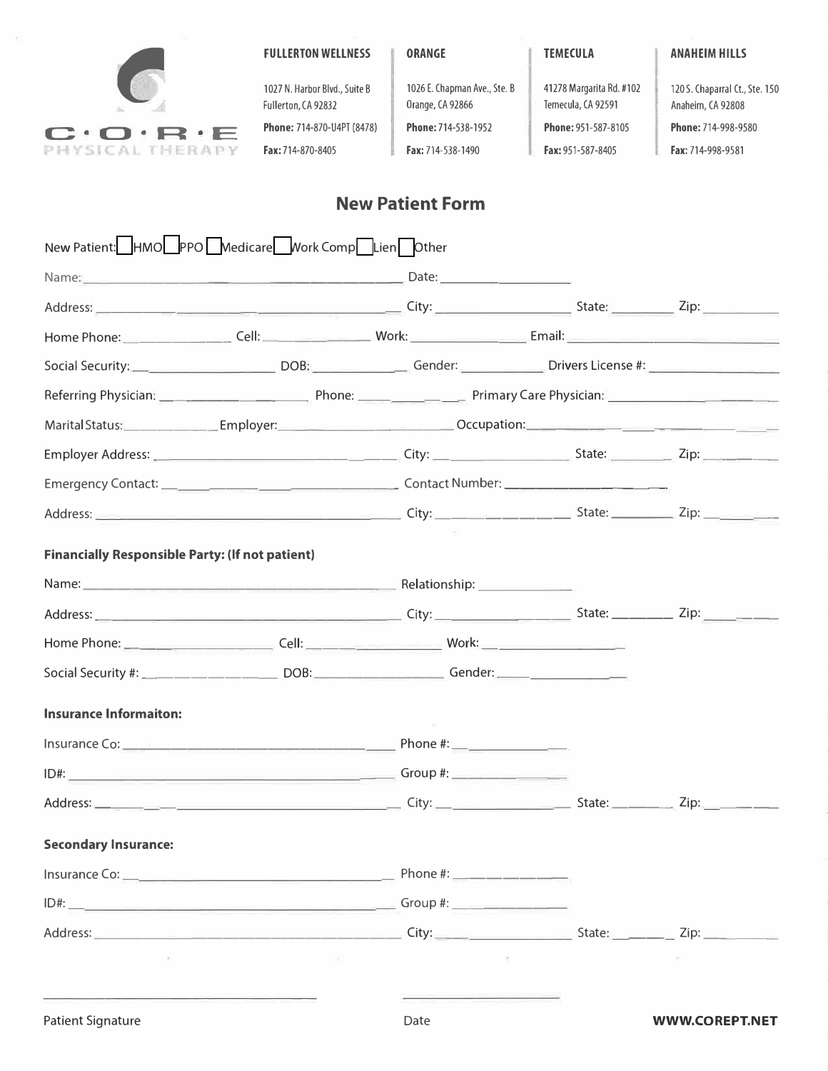**C·O·R·E**
PHYSICAL THERAPY

| FULLERTON WELLNESS | ORANGE | TEMECULA | ANAHEIM HILLS |
|---|---|---|---|
| 1027 N. Harbor Blvd., Suite B<br>Fullerton, CA 92832 | 1026 E. Chapman Ave., Ste. B<br>Orange, CA 92866 | 41278 Margarita Rd. #102<br>Temecula, CA 92591 | 120 S. Chaparral Ct., Ste. 150<br>Anaheim, CA 92808 |
| **Phone:** 714-870-U4PT (8478) | **Phone:** 714-538-1952 | **Phone:** 951-587-8105 | **Phone:** 714-998-9580 |
| **Fax:** 714-870-8405 | **Fax:** 714-538-1490 | **Fax:** 951-587-8405 | **Fax:** 714-998-9581 |

## New Patient Form

New Patient: ☐ HMO ☐ PPO ☐ Medicare ☐ Work Comp ☐ Lien ☐ Other

Name: ____________________ Date: ____________

Address: ____________________ City: ____________ State: ________ Zip: ________

Home Phone: ____________ Cell: ____________ Work: ____________ Email: ____________

Social Security: ____________ DOB: ____________ Gender: ____________ Drivers License #: ____________

Referring Physician: ____________ Phone: ____________ Primary Care Physician: ____________

Marital Status: ____________ Employer: ____________ Occupation: ____________

Employer Address: ____________________ City: ____________ State: ________ Zip: ________

Emergency Contact: ____________________ Contact Number: ____________

Address: ____________________ City: ____________ State: ________ Zip: ________

**Financially Responsible Party: (If not patient)**

Name: ____________________ Relationship: ____________

Address: ____________________ City: ____________ State: ________ Zip: ________

Home Phone: ____________ Cell: ____________ Work: ____________

Social Security #: ____________ DOB: ____________ Gender: ____________

**Insurance Informaiton:**

Insurance Co: ____________________ Phone #: ____________

ID#: ____________________ Group #: ____________

Address: ____________________ City: ____________ State: ________ Zip: ________

**Secondary Insurance:**

Insurance Co: ____________________ Phone #: ____________

ID#: ____________________ Group #: ____________

Address: ____________________ City: ____________ State: ________ Zip: ________

____________________ ____________

Patient Signature Date

**WWW.COREPT.NET**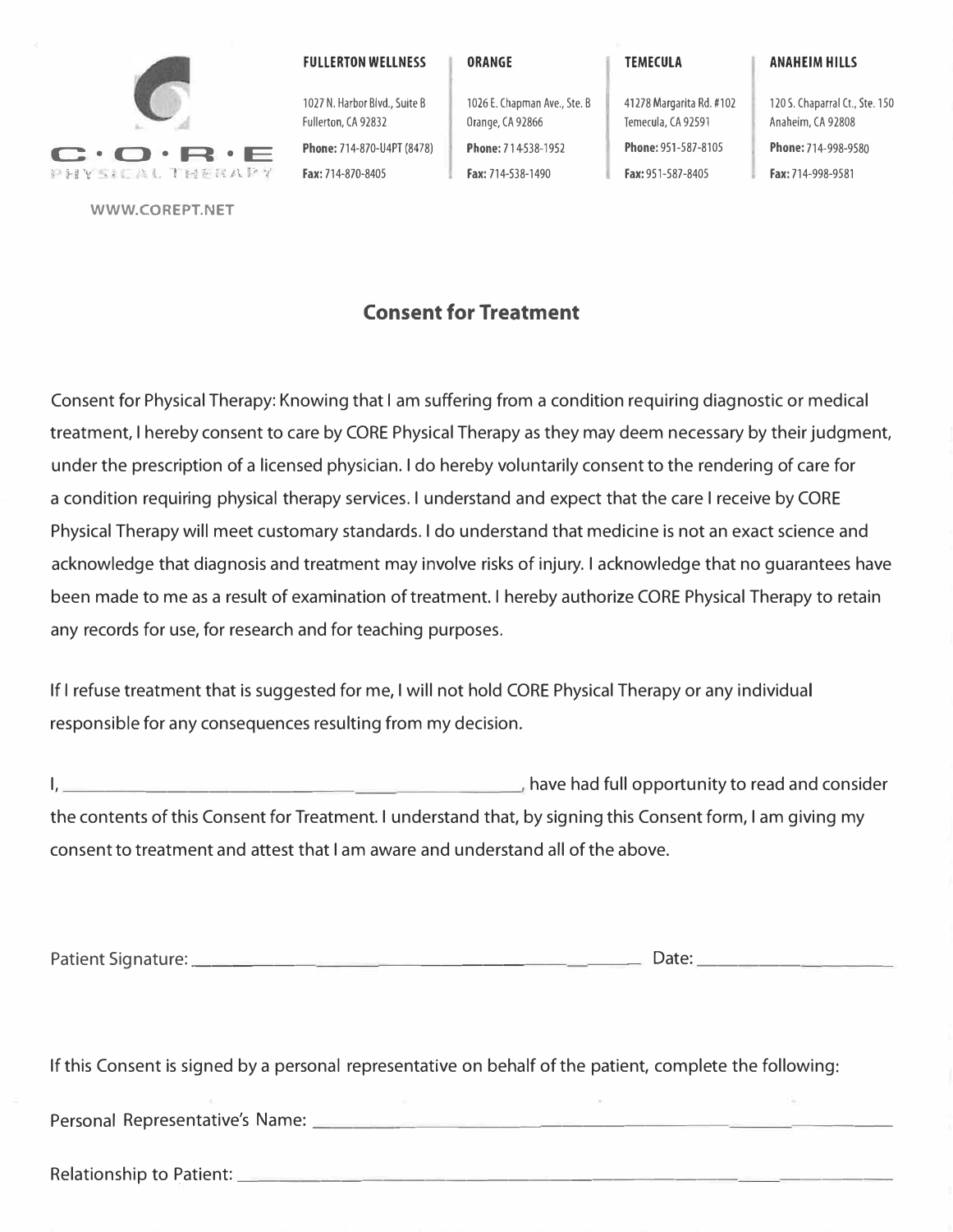C·O·R·E
PHYSICAL THERAPY

WWW.COREPT.NET

| FULLERTON WELLNESS | ORANGE | TEMECULA | ANAHEIM HILLS |
| --- | --- | --- | --- |
| 1027 N. Harbor Blvd., Suite B<br>Fullerton, CA 92832 | 1026 E. Chapman Ave., Ste. B<br>Orange, CA 92866 | 41278 Margarita Rd. #102<br>Temecula, CA 92591 | 120 S. Chaparral Ct., Ste. 150<br>Anaheim, CA 92808 |
| **Phone:** 714-870-U4PT (8478) | **Phone:** 714-538-1952 | **Phone:** 951-587-8105 | **Phone:** 714-998-9580 |
| **Fax:** 714-870-8405 | **Fax:** 714-538-1490 | **Fax:** 951-587-8405 | **Fax:** 714-998-9581 |

## Consent for Treatment

Consent for Physical Therapy: Knowing that I am suffering from a condition requiring diagnostic or medical treatment, I hereby consent to care by CORE Physical Therapy as they may deem necessary by their judgment, under the prescription of a licensed physician. I do hereby voluntarily consent to the rendering of care for a condition requiring physical therapy services. I understand and expect that the care I receive by CORE Physical Therapy will meet customary standards. I do understand that medicine is not an exact science and acknowledge that diagnosis and treatment may involve risks of injury. I acknowledge that no guarantees have been made to me as a result of examination of treatment. I hereby authorize CORE Physical Therapy to retain any records for use, for research and for teaching purposes.

If I refuse treatment that is suggested for me, I will not hold CORE Physical Therapy or any individual responsible for any consequences resulting from my decision.

I, ______________________________, have had full opportunity to read and consider the contents of this Consent for Treatment. I understand that, by signing this Consent form, I am giving my consent to treatment and attest that I am aware and understand all of the above.

Patient Signature: ______________________________ Date: ______________

If this Consent is signed by a personal representative on behalf of the patient, complete the following:

Personal Representative's Name: ______________________________

Relationship to Patient: ______________________________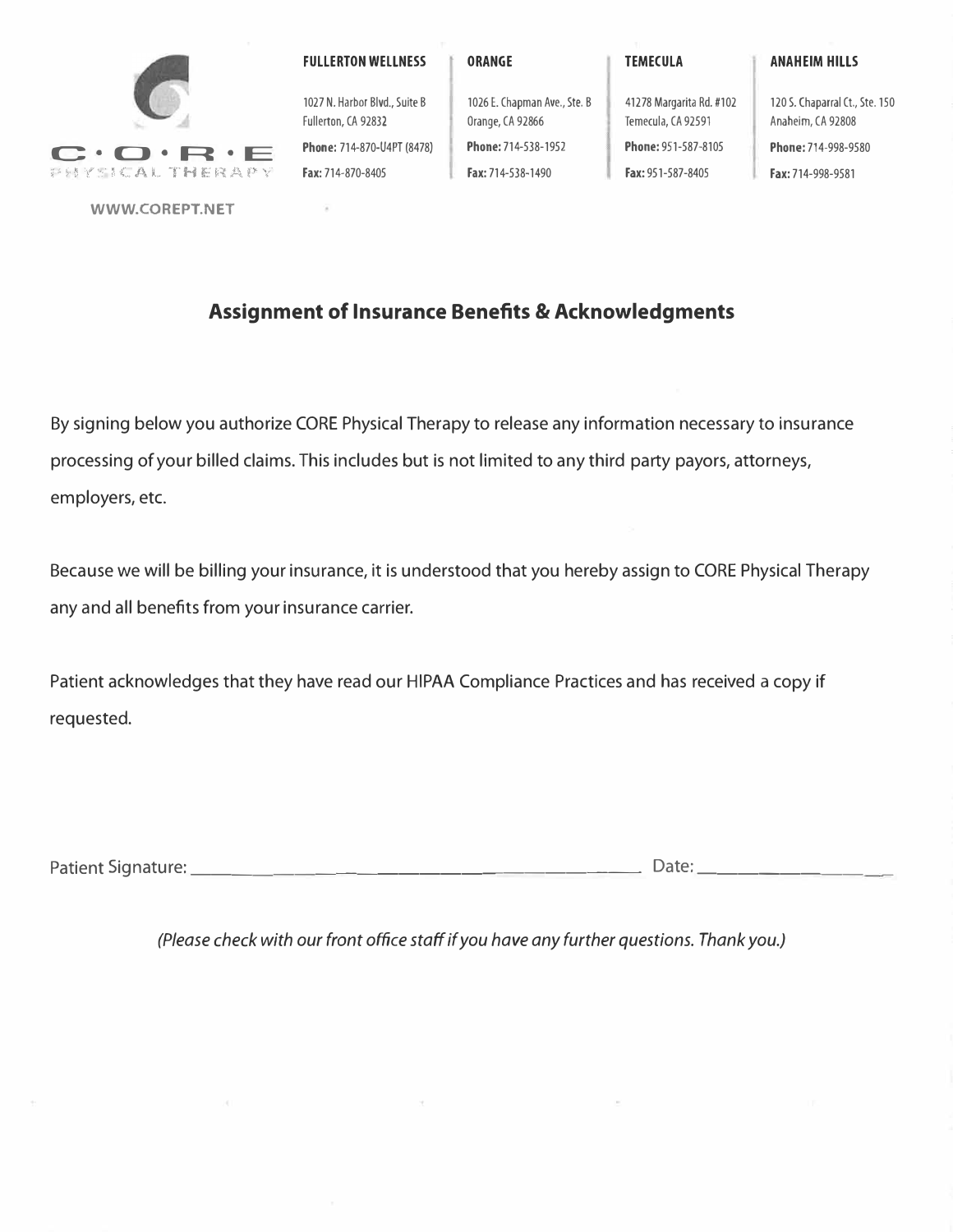C·O·R·E PHYSICAL THERAPY

WWW.COREPT.NET

| FULLERTON WELLNESS | ORANGE | TEMECULA | ANAHEIM HILLS |
| --- | --- | --- | --- |
| 1027 N. Harbor Blvd., Suite B<br>Fullerton, CA 92832 | 1026 E. Chapman Ave., Ste. B<br>Orange, CA 92866 | 41278 Margarita Rd. #102<br>Temecula, CA 92591 | 120 S. Chaparral Ct., Ste. 150<br>Anaheim, CA 92808 |
| **Phone:** 714-870-U4PT (8478) | **Phone:** 714-538-1952 | **Phone:** 951-587-8105 | **Phone:** 714-998-9580 |
| **Fax:** 714-870-8405 | **Fax:** 714-538-1490 | **Fax:** 951-587-8405 | **Fax:** 714-998-9581 |

## Assignment of Insurance Benefits & Acknowledgments

By signing below you authorize CORE Physical Therapy to release any information necessary to insurance processing of your billed claims. This includes but is not limited to any third party payors, attorneys, employers, etc.

Because we will be billing your insurance, it is understood that you hereby assign to CORE Physical Therapy any and all benefits from your insurance carrier.

Patient acknowledges that they have read our HIPAA Compliance Practices and has received a copy if requested.

Patient Signature: ______________________________________________ Date: ____________________

*(Please check with our front office staff if you have any further questions. Thank you.)*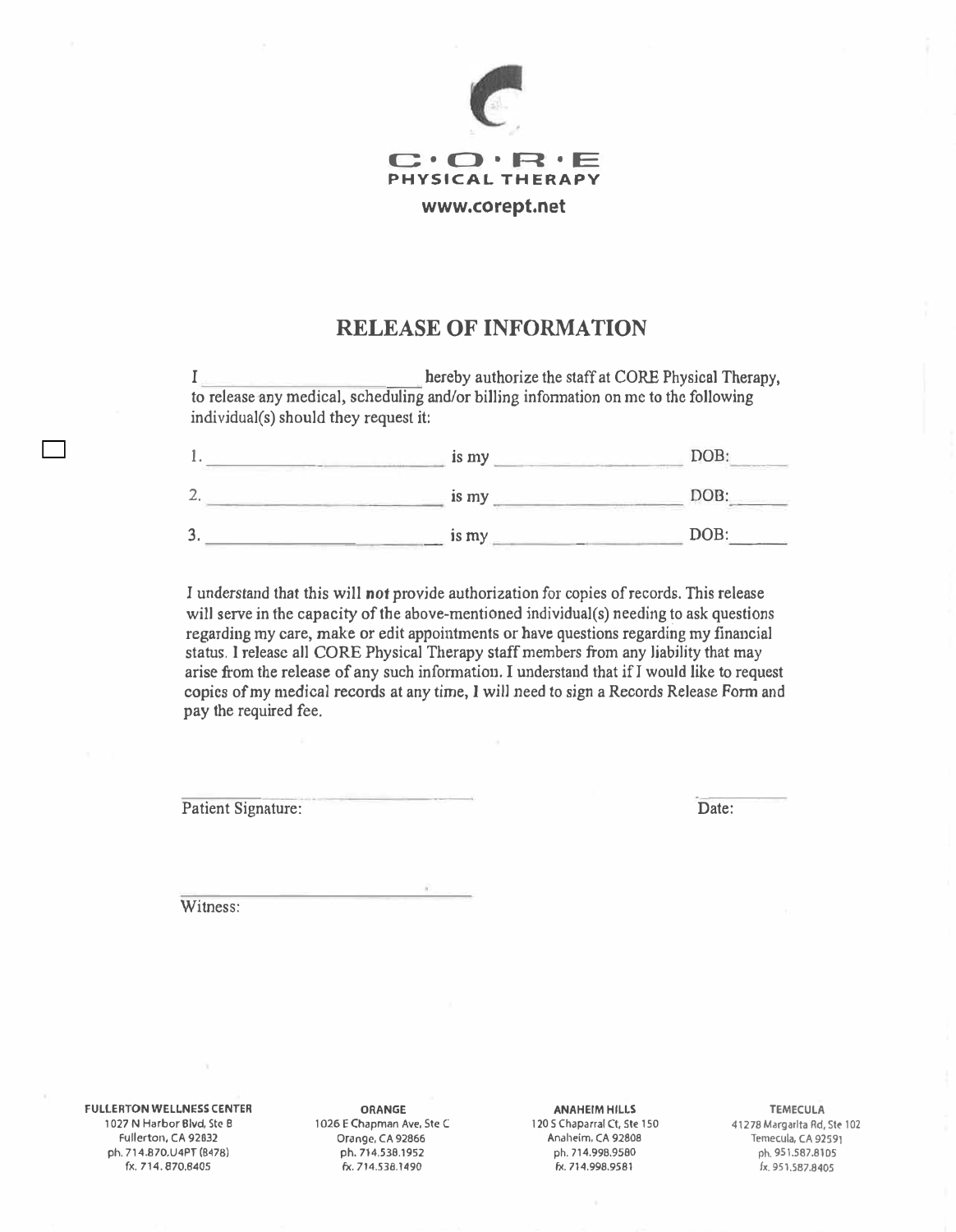C·O·R·E
PHYSICAL THERAPY
www.corept.net

# RELEASE OF INFORMATION

I ______________________ hereby authorize the staff at CORE Physical Therapy, to release any medical, scheduling and/or billing information on me to the following individual(s) should they request it:

1. ______________________ is my ______________________ DOB: ______
2. ______________________ is my ______________________ DOB: ______
3. ______________________ is my ______________________ DOB: ______

I understand that this will **not** provide authorization for copies of records. This release will serve in the capacity of the above-mentioned individual(s) needing to ask questions regarding my care, make or edit appointments or have questions regarding my financial status. I release all CORE Physical Therapy staff members from any liability that may arise from the release of any such information. I understand that if I would like to request copies of my medical records at any time, I will need to sign a Records Release Form and pay the required fee.

______________________ ______________________
Patient Signature: Date:

______________________
Witness:

**FULLERTON WELLNESS CENTER**
1027 N Harbor Blvd, Ste B
Fullerton, CA 92832
ph. 714.870.U4PT (8478)
fx. 714. 870.8405

**ORANGE**
1026 E Chapman Ave, Ste C
Orange, CA 92866
ph. 714.538.1952
fx. 714.538.1490

**ANAHEIM HILLS**
120 S Chaparral Ct, Ste 150
Anaheim, CA 92808
ph. 714.998.9580
fx. 714.998.9581

**TEMECULA**
41278 Margarita Rd, Ste 102
Temecula, CA 92591
ph. 951.587.8105
fx. 951.587.8405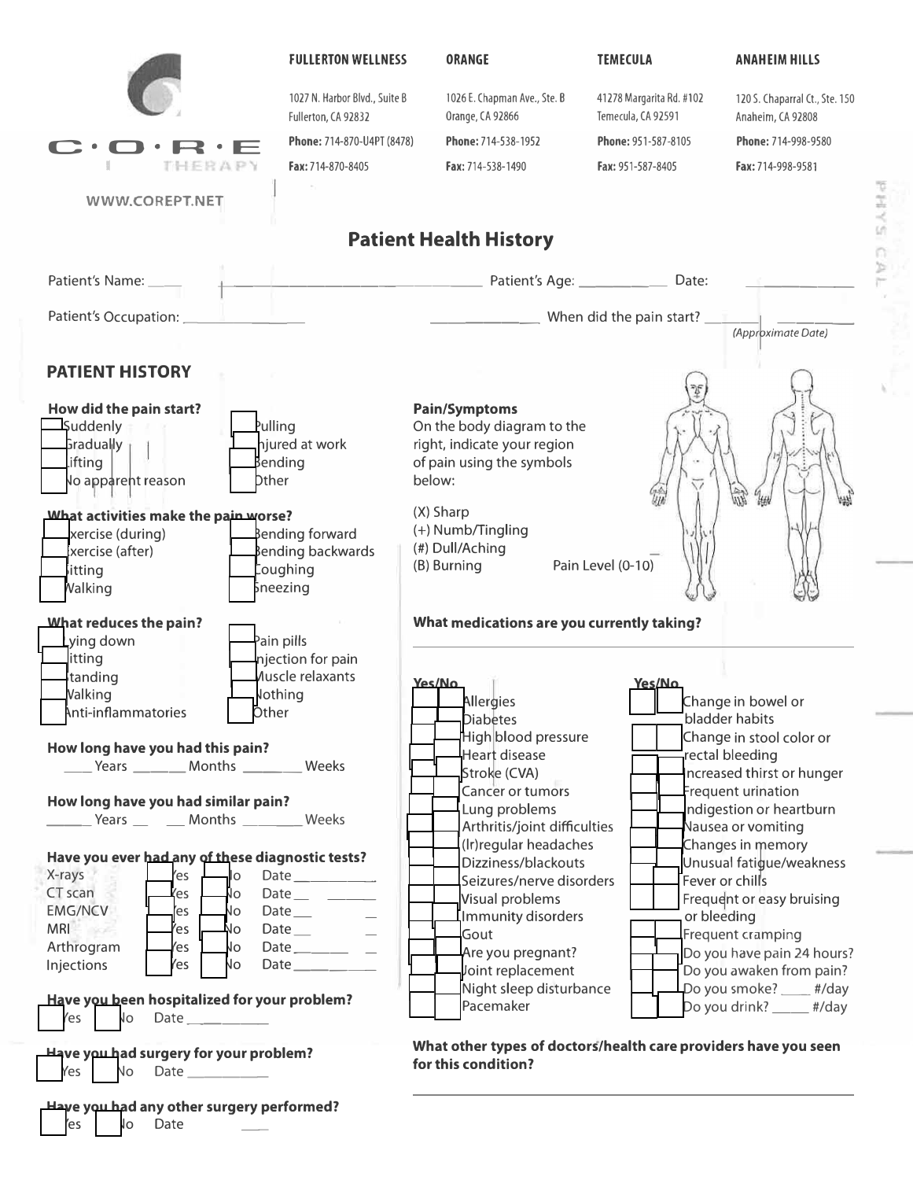C·O·R·E THERAPY

WWW.COREPT.NET

| FULLERTON WELLNESS | ORANGE | TEMECULA | ANAHEIM HILLS |
|---|---|---|---|
| 1027 N. Harbor Blvd., Suite B Fullerton, CA 92832 | 1026 E. Chapman Ave., Ste. B Orange, CA 92866 | 41278 Margarita Rd. #102 Temecula, CA 92591 | 120 S. Chaparral Ct., Ste. 150 Anaheim, CA 92808 |
| **Phone:** 714-870-U4PT (8478) | **Phone:** 714-538-1952 | **Phone:** 951-587-8105 | **Phone:** 714-998-9580 |
| **Fax:** 714-870-8405 | **Fax:** 714-538-1490 | **Fax:** 951-587-8405 | **Fax:** 714-998-9581 |

# Patient Health History

Patient's Name: ______________________ Patient's Age: __________ Date: __________

Patient's Occupation: ______________________ When did the pain start? __________ *(Approximate Date)*

## PATIENT HISTORY

**How did the pain start?**

- [ ] Suddenly
- [ ] Gradually
- [ ] Lifting
- [ ] No apparent reason
- [ ] Pulling
- [ ] Injured at work
- [ ] Bending
- [ ] Other

**What activities make the pain worse?**

- [ ] Exercise (during)
- [ ] Exercise (after)
- [ ] Sitting
- [ ] Walking
- [ ] Bending forward
- [ ] Bending backwards
- [ ] Coughing
- [ ] Sneezing

**What reduces the pain?**

- [ ] Lying down
- [ ] Sitting
- [ ] Standing
- [ ] Walking
- [ ] Anti-inflammatories
- [ ] Pain pills
- [ ] Injection for pain
- [ ] Muscle relaxants
- [ ] Nothing
- [ ] Other

**How long have you had this pain?**

____ Years ______ Months ______ Weeks

**How long have you had similar pain?**

____ Years ______ Months ______ Weeks

**Have you ever had any of these diagnostic tests?**

| Test | Yes | No | Date |
|---|---|---|---|
| X-rays | [ ] Yes | [ ] No | Date ________ |
| CT scan | [ ] Yes | [ ] No | Date ________ |
| EMG/NCV | [ ] Yes | [ ] No | Date ________ |
| MRI | [ ] Yes | [ ] No | Date ________ |
| Arthrogram | [ ] Yes | [ ] No | Date ________ |
| Injections | [ ] Yes | [ ] No | Date ________ |

**Have you been hospitalized for your problem?**

[ ] Yes [ ] No Date ________

**Have you had surgery for your problem?**

[ ] Yes [ ] No Date ________

**Have you had any other surgery performed?**

[ ] Yes [ ] No Date ________

**Pain/Symptoms**

On the body diagram to the right, indicate your region of pain using the symbols below:

(X) Sharp
(+) Numb/Tingling
(#) Dull/Aching
(B) Burning

Pain Level (0-10) ____

**What medications are you currently taking?**

______________________________________________

| Yes | No | |
|---|---|---|
| [ ] | [ ] | Allergies |
| [ ] | [ ] | Diabetes |
| [ ] | [ ] | High blood pressure |
| [ ] | [ ] | Heart disease |
| [ ] | [ ] | Stroke (CVA) |
| [ ] | [ ] | Cancer or tumors |
| [ ] | [ ] | Lung problems |
| [ ] | [ ] | Arthritis/joint difficulties |
| [ ] | [ ] | (Ir)regular headaches |
| [ ] | [ ] | Dizziness/blackouts |
| [ ] | [ ] | Seizures/nerve disorders |
| [ ] | [ ] | Visual problems |
| [ ] | [ ] | Immunity disorders |
| [ ] | [ ] | Gout |
| [ ] | [ ] | Are you pregnant? |
| [ ] | [ ] | Joint replacement |
| [ ] | [ ] | Night sleep disturbance |
| [ ] | [ ] | Pacemaker |

| Yes | No | |
|---|---|---|
| [ ] | [ ] | Change in bowel or bladder habits |
| [ ] | [ ] | Change in stool color or rectal bleeding |
| [ ] | [ ] | Increased thirst or hunger |
| [ ] | [ ] | Frequent urination |
| [ ] | [ ] | Indigestion or heartburn |
| [ ] | [ ] | Nausea or vomiting |
| [ ] | [ ] | Changes in memory |
| [ ] | [ ] | Unusual fatigue/weakness |
| [ ] | [ ] | Fever or chills |
| [ ] | [ ] | Frequent or easy bruising or bleeding |
| [ ] | [ ] | Frequent cramping |
| [ ] | [ ] | Do you have pain 24 hours? |
| [ ] | [ ] | Do you awaken from pain? |
| [ ] | [ ] | Do you smoke? ____ #/day |
| [ ] | [ ] | Do you drink? ____ #/day |

**What other types of doctors/health care providers have you seen for this condition?**

______________________________________________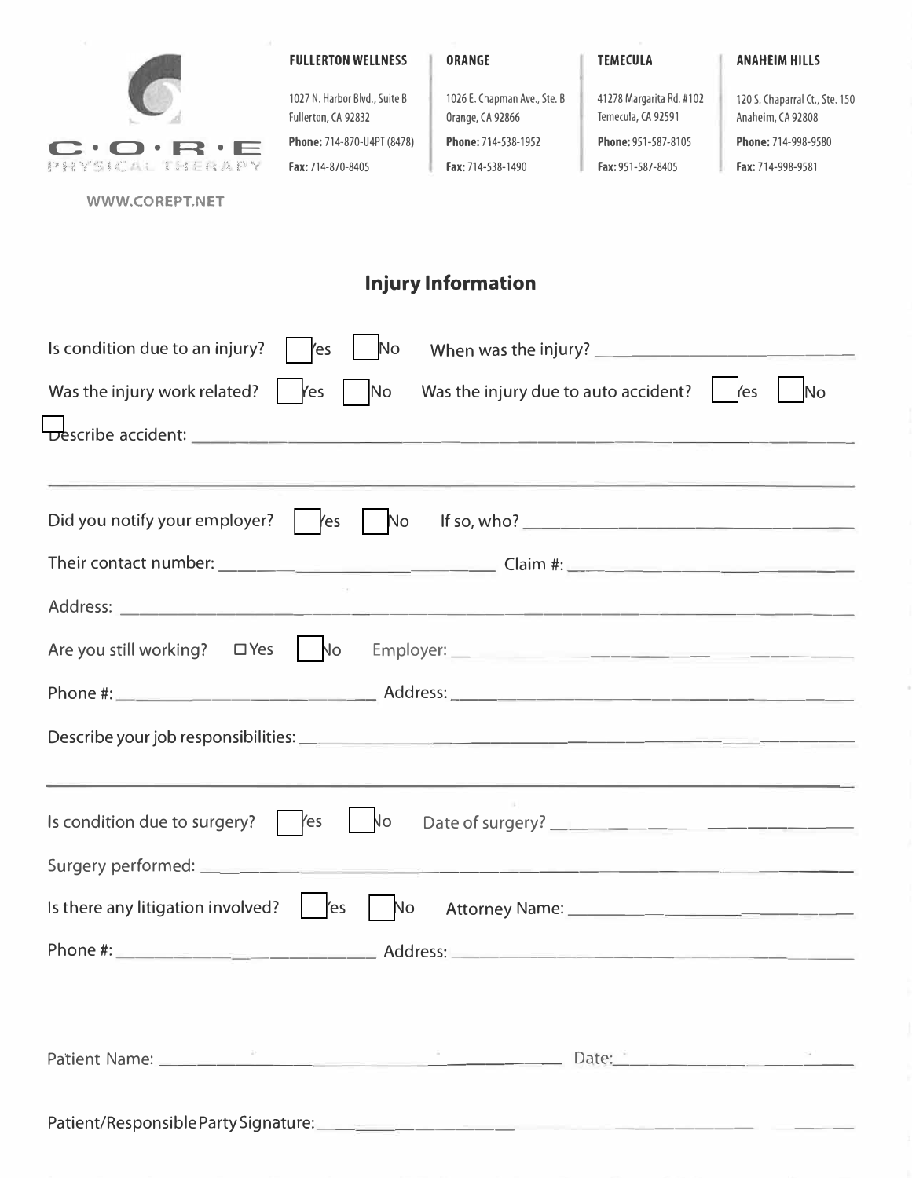C·O·R·E PHYSICAL THERAPY

WWW.COREPT.NET

**FULLERTON WELLNESS**
1027 N. Harbor Blvd., Suite B
Fullerton, CA 92832
**Phone:** 714-870-U4PT (8478)
**Fax:** 714-870-8405

**ORANGE**
1026 E. Chapman Ave., Ste. B
Orange, CA 92866
**Phone:** 714-538-1952
**Fax:** 714-538-1490

**TEMECULA**
41278 Margarita Rd. #102
Temecula, CA 92591
**Phone:** 951-587-8105
**Fax:** 951-587-8405

**ANAHEIM HILLS**
120 S. Chaparral Ct., Ste. 150
Anaheim, CA 92808
**Phone:** 714-998-9580
**Fax:** 714-998-9581

## Injury Information

Is condition due to an injury? ☐ Yes ☐ No When was the injury? ______________________

Was the injury work related? ☐ Yes ☐ No Was the injury due to auto accident? ☐ Yes ☐ No

☐ Describe accident: ______________________________________________

______________________________________________

Did you notify your employer? ☐ Yes ☐ No If so, who? ______________________

Their contact number: ______________________ Claim #: ______________________

Address: ______________________________________________

Are you still working? ☐ Yes ☐ No Employer: ______________________

Phone #: ______________________ Address: ______________________

Describe your job responsibilities: ______________________________________________

______________________________________________

Is condition due to surgery? ☐ Yes ☐ No Date of surgery? ______________________

Surgery performed: ______________________________________________

Is there any litigation involved? ☐ Yes ☐ No Attorney Name: ______________________

Phone #: ______________________ Address: ______________________

Patient Name: ______________________ Date: ______________________

Patient/Responsible Party Signature: ______________________________________________